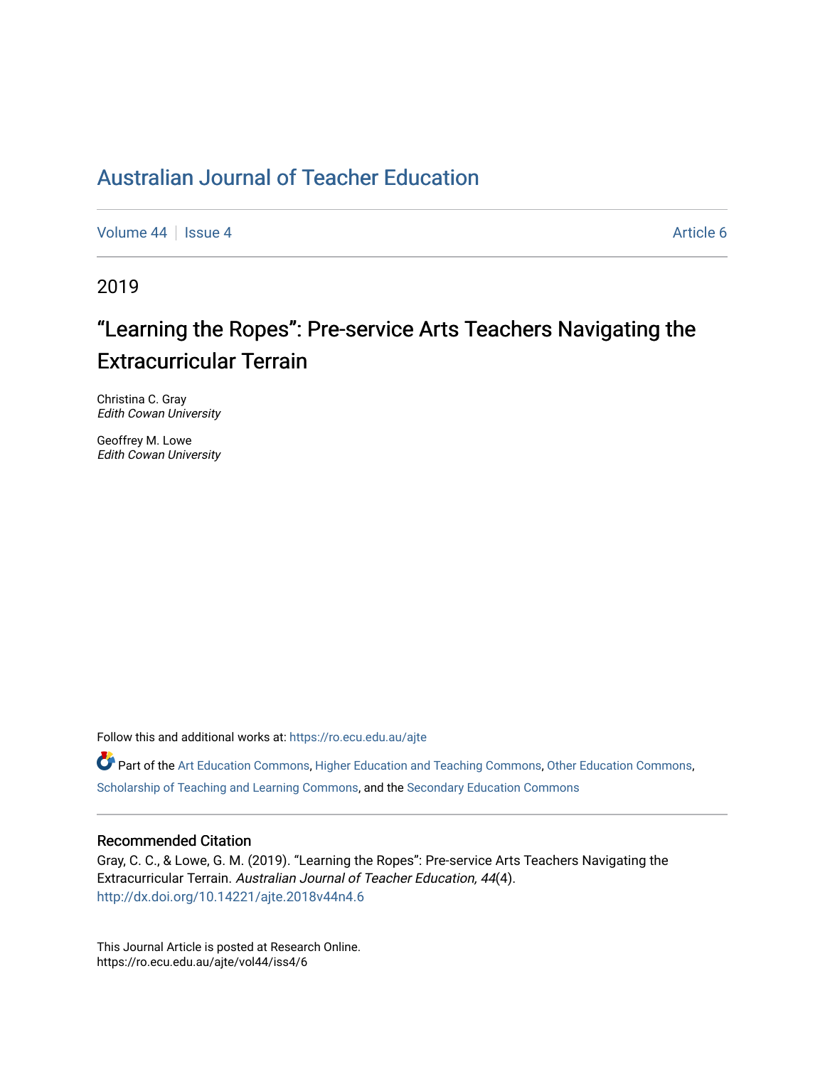# Australian Journal of Teacher Education

Volume 44 | Issue 4 Article 6

2019

## "Learning the Ropes": Pre-service Arts Teachers Navigating the Extracurricular Terrain

Christina C. Gray
*Edith Cowan University*

Geoffrey M. Lowe
*Edith Cowan University*

Follow this and additional works at: https://ro.ecu.edu.au/ajte

Part of the Art Education Commons, Higher Education and Teaching Commons, Other Education Commons, Scholarship of Teaching and Learning Commons, and the Secondary Education Commons

### Recommended Citation

Gray, C. C., & Lowe, G. M. (2019). "Learning the Ropes": Pre-service Arts Teachers Navigating the Extracurricular Terrain. *Australian Journal of Teacher Education, 44*(4).
http://dx.doi.org/10.14221/ajte.2018v44n4.6

This Journal Article is posted at Research Online.
https://ro.ecu.edu.au/ajte/vol44/iss4/6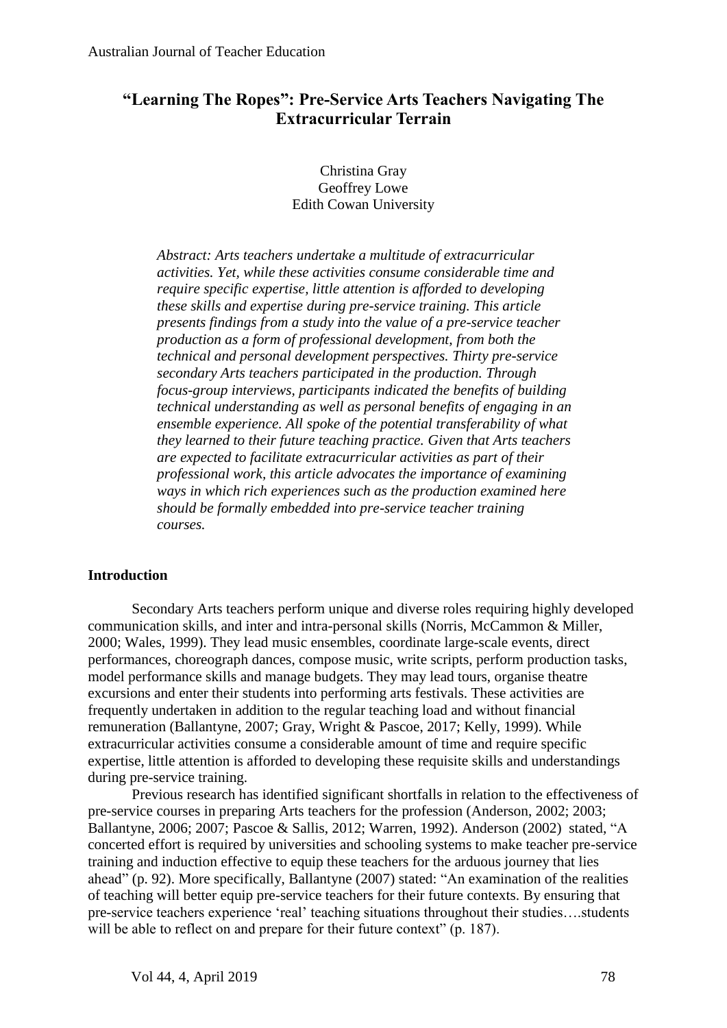# "Learning The Ropes": Pre-Service Arts Teachers Navigating The Extracurricular Terrain

Christina Gray
Geoffrey Lowe
Edith Cowan University

*Abstract: Arts teachers undertake a multitude of extracurricular activities. Yet, while these activities consume considerable time and require specific expertise, little attention is afforded to developing these skills and expertise during pre-service training. This article presents findings from a study into the value of a pre-service teacher production as a form of professional development, from both the technical and personal development perspectives. Thirty pre-service secondary Arts teachers participated in the production. Through focus-group interviews, participants indicated the benefits of building technical understanding as well as personal benefits of engaging in an ensemble experience. All spoke of the potential transferability of what they learned to their future teaching practice. Given that Arts teachers are expected to facilitate extracurricular activities as part of their professional work, this article advocates the importance of examining ways in which rich experiences such as the production examined here should be formally embedded into pre-service teacher training courses.*

## Introduction

Secondary Arts teachers perform unique and diverse roles requiring highly developed communication skills, and inter and intra-personal skills (Norris, McCammon & Miller, 2000; Wales, 1999). They lead music ensembles, coordinate large-scale events, direct performances, choreograph dances, compose music, write scripts, perform production tasks, model performance skills and manage budgets. They may lead tours, organise theatre excursions and enter their students into performing arts festivals. These activities are frequently undertaken in addition to the regular teaching load and without financial remuneration (Ballantyne, 2007; Gray, Wright & Pascoe, 2017; Kelly, 1999). While extracurricular activities consume a considerable amount of time and require specific expertise, little attention is afforded to developing these requisite skills and understandings during pre-service training.

Previous research has identified significant shortfalls in relation to the effectiveness of pre-service courses in preparing Arts teachers for the profession (Anderson, 2002; 2003; Ballantyne, 2006; 2007; Pascoe & Sallis, 2012; Warren, 1992). Anderson (2002) stated, "A concerted effort is required by universities and schooling systems to make teacher pre-service training and induction effective to equip these teachers for the arduous journey that lies ahead" (p. 92). More specifically, Ballantyne (2007) stated: "An examination of the realities of teaching will better equip pre-service teachers for their future contexts. By ensuring that pre-service teachers experience 'real' teaching situations throughout their studies….students will be able to reflect on and prepare for their future context" (p. 187).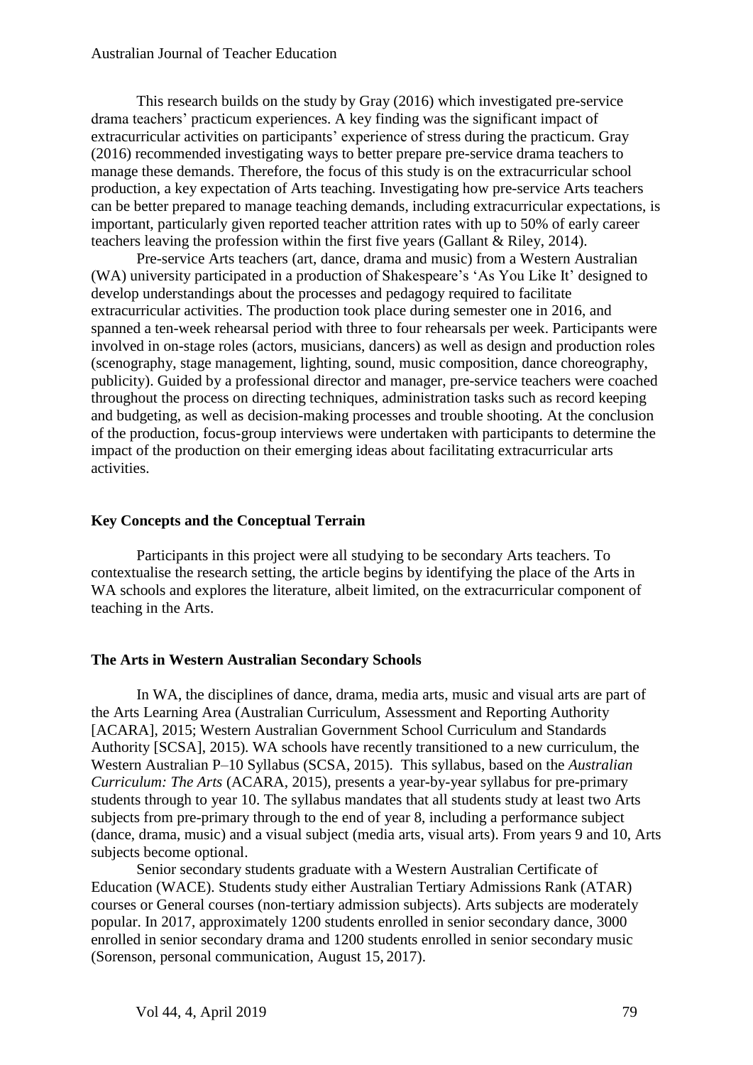This research builds on the study by Gray (2016) which investigated pre-service drama teachers' practicum experiences. A key finding was the significant impact of extracurricular activities on participants' experience of stress during the practicum. Gray (2016) recommended investigating ways to better prepare pre-service drama teachers to manage these demands. Therefore, the focus of this study is on the extracurricular school production, a key expectation of Arts teaching. Investigating how pre-service Arts teachers can be better prepared to manage teaching demands, including extracurricular expectations, is important, particularly given reported teacher attrition rates with up to 50% of early career teachers leaving the profession within the first five years (Gallant & Riley, 2014).

Pre-service Arts teachers (art, dance, drama and music) from a Western Australian (WA) university participated in a production of Shakespeare's 'As You Like It' designed to develop understandings about the processes and pedagogy required to facilitate extracurricular activities. The production took place during semester one in 2016, and spanned a ten-week rehearsal period with three to four rehearsals per week. Participants were involved in on-stage roles (actors, musicians, dancers) as well as design and production roles (scenography, stage management, lighting, sound, music composition, dance choreography, publicity). Guided by a professional director and manager, pre-service teachers were coached throughout the process on directing techniques, administration tasks such as record keeping and budgeting, as well as decision-making processes and trouble shooting. At the conclusion of the production, focus-group interviews were undertaken with participants to determine the impact of the production on their emerging ideas about facilitating extracurricular arts activities.

## Key Concepts and the Conceptual Terrain

Participants in this project were all studying to be secondary Arts teachers. To contextualise the research setting, the article begins by identifying the place of the Arts in WA schools and explores the literature, albeit limited, on the extracurricular component of teaching in the Arts.

## The Arts in Western Australian Secondary Schools

In WA, the disciplines of dance, drama, media arts, music and visual arts are part of the Arts Learning Area (Australian Curriculum, Assessment and Reporting Authority [ACARA], 2015; Western Australian Government School Curriculum and Standards Authority [SCSA], 2015). WA schools have recently transitioned to a new curriculum, the Western Australian P–10 Syllabus (SCSA, 2015). This syllabus, based on the *Australian Curriculum: The Arts* (ACARA, 2015), presents a year-by-year syllabus for pre-primary students through to year 10. The syllabus mandates that all students study at least two Arts subjects from pre-primary through to the end of year 8, including a performance subject (dance, drama, music) and a visual subject (media arts, visual arts). From years 9 and 10, Arts subjects become optional.

Senior secondary students graduate with a Western Australian Certificate of Education (WACE). Students study either Australian Tertiary Admissions Rank (ATAR) courses or General courses (non-tertiary admission subjects). Arts subjects are moderately popular. In 2017, approximately 1200 students enrolled in senior secondary dance, 3000 enrolled in senior secondary drama and 1200 students enrolled in senior secondary music (Sorenson, personal communication, August 15, 2017).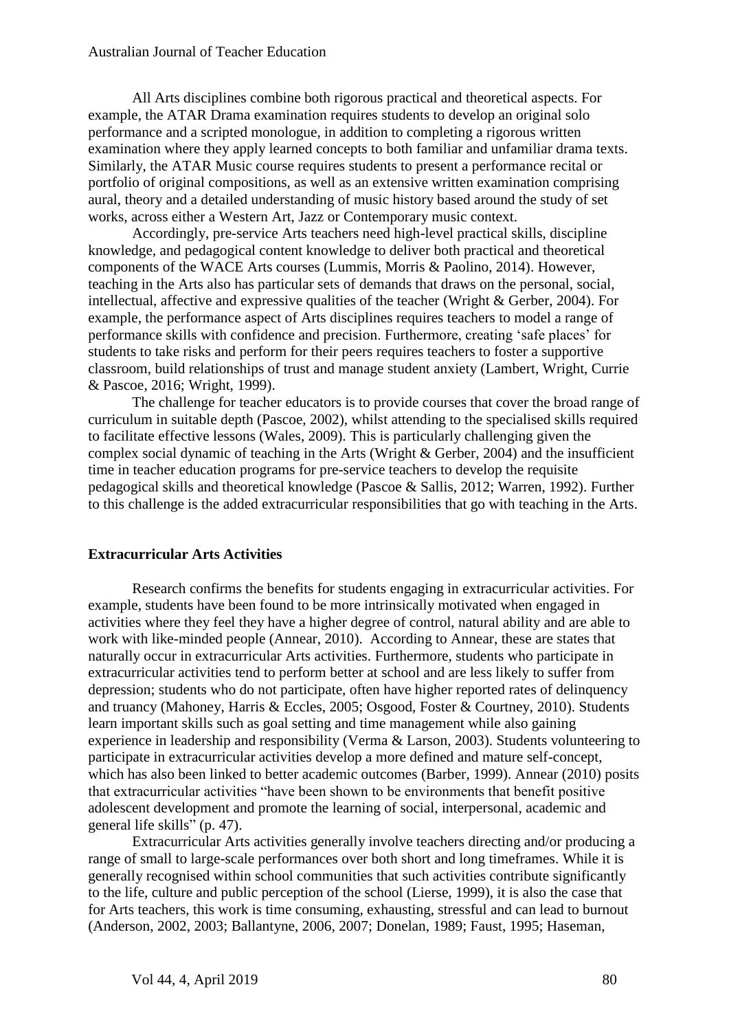All Arts disciplines combine both rigorous practical and theoretical aspects. For example, the ATAR Drama examination requires students to develop an original solo performance and a scripted monologue, in addition to completing a rigorous written examination where they apply learned concepts to both familiar and unfamiliar drama texts. Similarly, the ATAR Music course requires students to present a performance recital or portfolio of original compositions, as well as an extensive written examination comprising aural, theory and a detailed understanding of music history based around the study of set works, across either a Western Art, Jazz or Contemporary music context.

Accordingly, pre-service Arts teachers need high-level practical skills, discipline knowledge, and pedagogical content knowledge to deliver both practical and theoretical components of the WACE Arts courses (Lummis, Morris & Paolino, 2014). However, teaching in the Arts also has particular sets of demands that draws on the personal, social, intellectual, affective and expressive qualities of the teacher (Wright & Gerber, 2004). For example, the performance aspect of Arts disciplines requires teachers to model a range of performance skills with confidence and precision. Furthermore, creating 'safe places' for students to take risks and perform for their peers requires teachers to foster a supportive classroom, build relationships of trust and manage student anxiety (Lambert, Wright, Currie & Pascoe, 2016; Wright, 1999).

The challenge for teacher educators is to provide courses that cover the broad range of curriculum in suitable depth (Pascoe, 2002), whilst attending to the specialised skills required to facilitate effective lessons (Wales, 2009). This is particularly challenging given the complex social dynamic of teaching in the Arts (Wright & Gerber, 2004) and the insufficient time in teacher education programs for pre-service teachers to develop the requisite pedagogical skills and theoretical knowledge (Pascoe & Sallis, 2012; Warren, 1992). Further to this challenge is the added extracurricular responsibilities that go with teaching in the Arts.

## Extracurricular Arts Activities

Research confirms the benefits for students engaging in extracurricular activities. For example, students have been found to be more intrinsically motivated when engaged in activities where they feel they have a higher degree of control, natural ability and are able to work with like-minded people (Annear, 2010). According to Annear, these are states that naturally occur in extracurricular Arts activities. Furthermore, students who participate in extracurricular activities tend to perform better at school and are less likely to suffer from depression; students who do not participate, often have higher reported rates of delinquency and truancy (Mahoney, Harris & Eccles, 2005; Osgood, Foster & Courtney, 2010). Students learn important skills such as goal setting and time management while also gaining experience in leadership and responsibility (Verma & Larson, 2003). Students volunteering to participate in extracurricular activities develop a more defined and mature self-concept, which has also been linked to better academic outcomes (Barber, 1999). Annear (2010) posits that extracurricular activities "have been shown to be environments that benefit positive adolescent development and promote the learning of social, interpersonal, academic and general life skills" (p. 47).

Extracurricular Arts activities generally involve teachers directing and/or producing a range of small to large-scale performances over both short and long timeframes. While it is generally recognised within school communities that such activities contribute significantly to the life, culture and public perception of the school (Lierse, 1999), it is also the case that for Arts teachers, this work is time consuming, exhausting, stressful and can lead to burnout (Anderson, 2002, 2003; Ballantyne, 2006, 2007; Donelan, 1989; Faust, 1995; Haseman,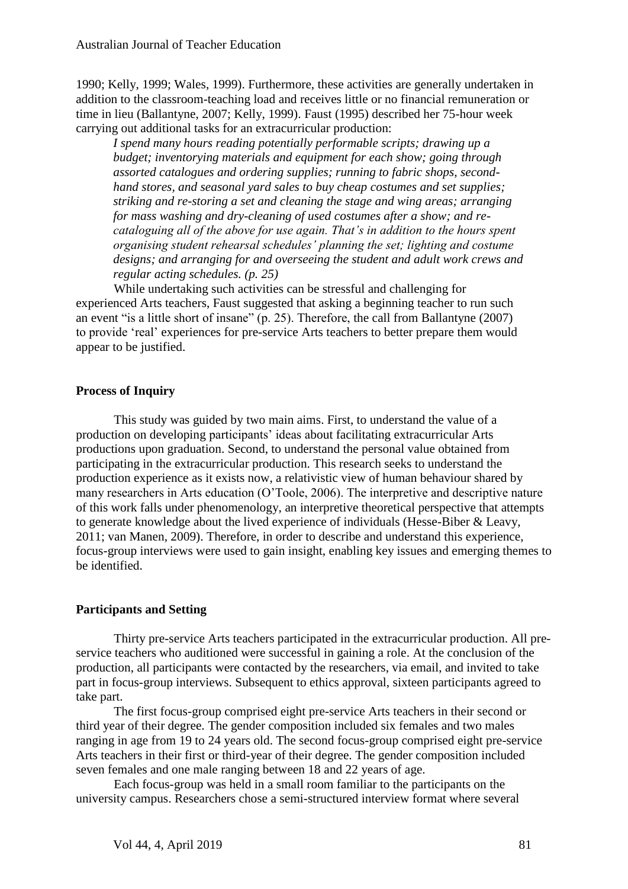1990; Kelly, 1999; Wales, 1999). Furthermore, these activities are generally undertaken in addition to the classroom-teaching load and receives little or no financial remuneration or time in lieu (Ballantyne, 2007; Kelly, 1999). Faust (1995) described her 75-hour week carrying out additional tasks for an extracurricular production:

> *I spend many hours reading potentially performable scripts; drawing up a budget; inventorying materials and equipment for each show; going through assorted catalogues and ordering supplies; running to fabric shops, second-hand stores, and seasonal yard sales to buy cheap costumes and set supplies; striking and re-storing a set and cleaning the stage and wing areas; arranging for mass washing and dry-cleaning of used costumes after a show; and re-cataloguing all of the above for use again. That's in addition to the hours spent organising student rehearsal schedules' planning the set; lighting and costume designs; and arranging for and overseeing the student and adult work crews and regular acting schedules. (p. 25)*

While undertaking such activities can be stressful and challenging for experienced Arts teachers, Faust suggested that asking a beginning teacher to run such an event "is a little short of insane" (p. 25). Therefore, the call from Ballantyne (2007) to provide 'real' experiences for pre-service Arts teachers to better prepare them would appear to be justified.

## Process of Inquiry

This study was guided by two main aims. First, to understand the value of a production on developing participants' ideas about facilitating extracurricular Arts productions upon graduation. Second, to understand the personal value obtained from participating in the extracurricular production. This research seeks to understand the production experience as it exists now, a relativistic view of human behaviour shared by many researchers in Arts education (O'Toole, 2006). The interpretive and descriptive nature of this work falls under phenomenology, an interpretive theoretical perspective that attempts to generate knowledge about the lived experience of individuals (Hesse-Biber & Leavy, 2011; van Manen, 2009). Therefore, in order to describe and understand this experience, focus-group interviews were used to gain insight, enabling key issues and emerging themes to be identified.

## Participants and Setting

Thirty pre-service Arts teachers participated in the extracurricular production. All pre-service teachers who auditioned were successful in gaining a role. At the conclusion of the production, all participants were contacted by the researchers, via email, and invited to take part in focus-group interviews. Subsequent to ethics approval, sixteen participants agreed to take part.

The first focus-group comprised eight pre-service Arts teachers in their second or third year of their degree. The gender composition included six females and two males ranging in age from 19 to 24 years old. The second focus-group comprised eight pre-service Arts teachers in their first or third-year of their degree. The gender composition included seven females and one male ranging between 18 and 22 years of age.

Each focus-group was held in a small room familiar to the participants on the university campus. Researchers chose a semi-structured interview format where several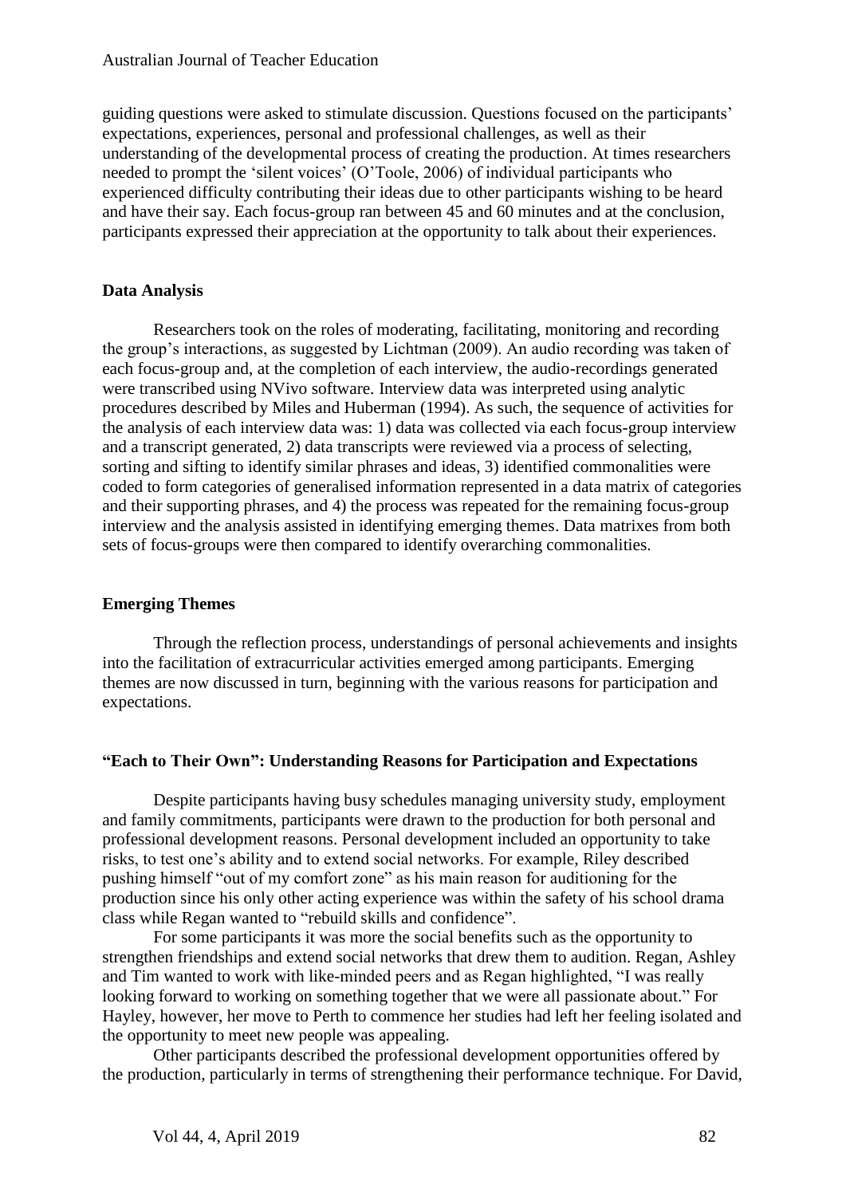guiding questions were asked to stimulate discussion. Questions focused on the participants' expectations, experiences, personal and professional challenges, as well as their understanding of the developmental process of creating the production. At times researchers needed to prompt the 'silent voices' (O'Toole, 2006) of individual participants who experienced difficulty contributing their ideas due to other participants wishing to be heard and have their say. Each focus-group ran between 45 and 60 minutes and at the conclusion, participants expressed their appreciation at the opportunity to talk about their experiences.

### Data Analysis

Researchers took on the roles of moderating, facilitating, monitoring and recording the group's interactions, as suggested by Lichtman (2009). An audio recording was taken of each focus-group and, at the completion of each interview, the audio-recordings generated were transcribed using NVivo software. Interview data was interpreted using analytic procedures described by Miles and Huberman (1994). As such, the sequence of activities for the analysis of each interview data was: 1) data was collected via each focus-group interview and a transcript generated, 2) data transcripts were reviewed via a process of selecting, sorting and sifting to identify similar phrases and ideas, 3) identified commonalities were coded to form categories of generalised information represented in a data matrix of categories and their supporting phrases, and 4) the process was repeated for the remaining focus-group interview and the analysis assisted in identifying emerging themes. Data matrixes from both sets of focus-groups were then compared to identify overarching commonalities.

### Emerging Themes

Through the reflection process, understandings of personal achievements and insights into the facilitation of extracurricular activities emerged among participants. Emerging themes are now discussed in turn, beginning with the various reasons for participation and expectations.

### "Each to Their Own": Understanding Reasons for Participation and Expectations

Despite participants having busy schedules managing university study, employment and family commitments, participants were drawn to the production for both personal and professional development reasons. Personal development included an opportunity to take risks, to test one's ability and to extend social networks. For example, Riley described pushing himself "out of my comfort zone" as his main reason for auditioning for the production since his only other acting experience was within the safety of his school drama class while Regan wanted to "rebuild skills and confidence".

For some participants it was more the social benefits such as the opportunity to strengthen friendships and extend social networks that drew them to audition. Regan, Ashley and Tim wanted to work with like-minded peers and as Regan highlighted, "I was really looking forward to working on something together that we were all passionate about." For Hayley, however, her move to Perth to commence her studies had left her feeling isolated and the opportunity to meet new people was appealing.

Other participants described the professional development opportunities offered by the production, particularly in terms of strengthening their performance technique. For David,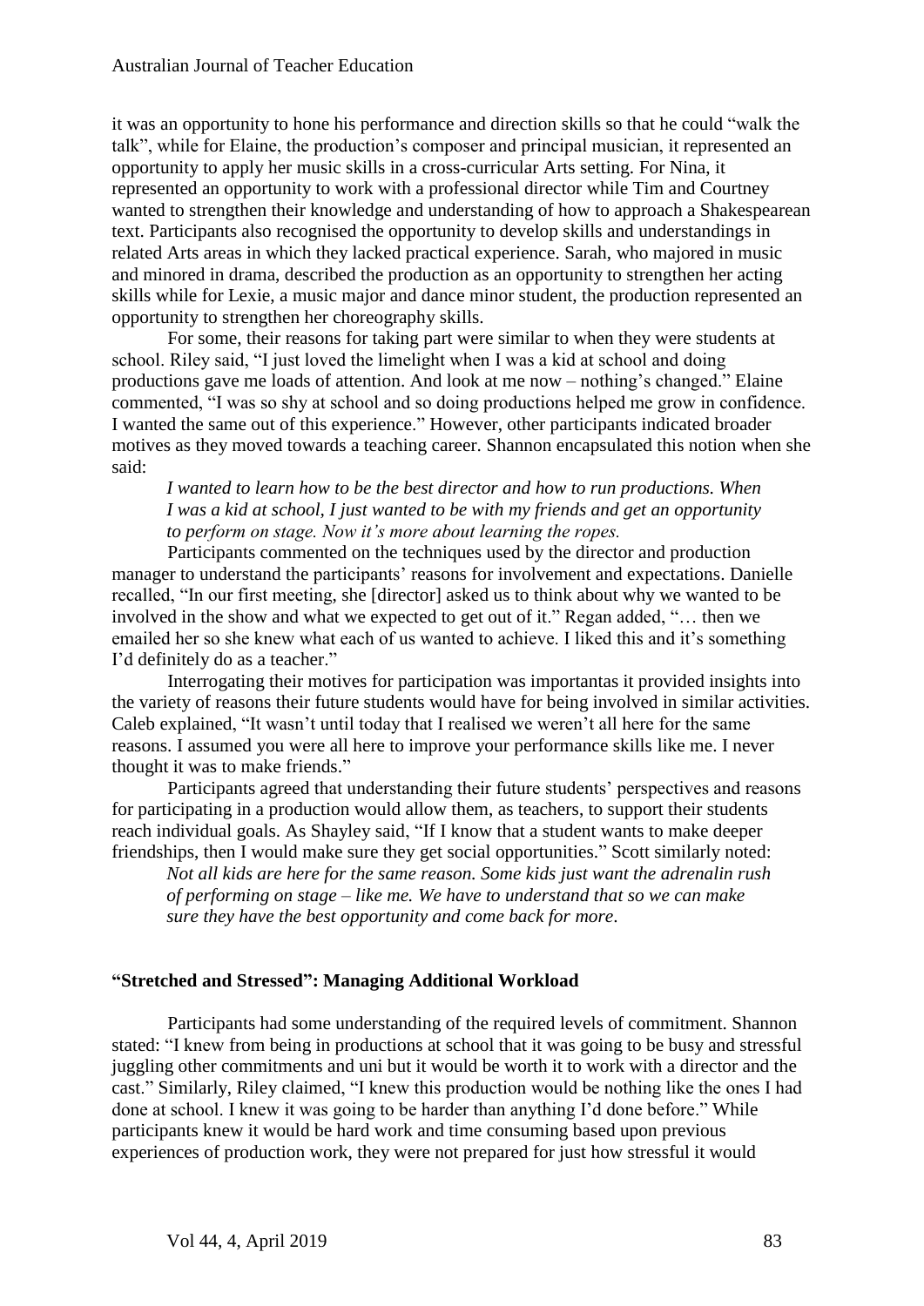it was an opportunity to hone his performance and direction skills so that he could "walk the talk", while for Elaine, the production's composer and principal musician, it represented an opportunity to apply her music skills in a cross-curricular Arts setting. For Nina, it represented an opportunity to work with a professional director while Tim and Courtney wanted to strengthen their knowledge and understanding of how to approach a Shakespearean text. Participants also recognised the opportunity to develop skills and understandings in related Arts areas in which they lacked practical experience. Sarah, who majored in music and minored in drama, described the production as an opportunity to strengthen her acting skills while for Lexie, a music major and dance minor student, the production represented an opportunity to strengthen her choreography skills.

For some, their reasons for taking part were similar to when they were students at school. Riley said, "I just loved the limelight when I was a kid at school and doing productions gave me loads of attention. And look at me now – nothing's changed." Elaine commented, "I was so shy at school and so doing productions helped me grow in confidence. I wanted the same out of this experience." However, other participants indicated broader motives as they moved towards a teaching career. Shannon encapsulated this notion when she said:

> *I wanted to learn how to be the best director and how to run productions. When I was a kid at school, I just wanted to be with my friends and get an opportunity to perform on stage. Now it's more about learning the ropes.*

Participants commented on the techniques used by the director and production manager to understand the participants' reasons for involvement and expectations. Danielle recalled, "In our first meeting, she [director] asked us to think about why we wanted to be involved in the show and what we expected to get out of it." Regan added, "… then we emailed her so she knew what each of us wanted to achieve. I liked this and it's something I'd definitely do as a teacher."

Interrogating their motives for participation was importantas it provided insights into the variety of reasons their future students would have for being involved in similar activities. Caleb explained, "It wasn't until today that I realised we weren't all here for the same reasons. I assumed you were all here to improve your performance skills like me. I never thought it was to make friends."

Participants agreed that understanding their future students' perspectives and reasons for participating in a production would allow them, as teachers, to support their students reach individual goals. As Shayley said, "If I know that a student wants to make deeper friendships, then I would make sure they get social opportunities." Scott similarly noted:

> *Not all kids are here for the same reason. Some kids just want the adrenalin rush of performing on stage – like me. We have to understand that so we can make sure they have the best opportunity and come back for more.*

### "Stretched and Stressed": Managing Additional Workload

Participants had some understanding of the required levels of commitment. Shannon stated: "I knew from being in productions at school that it was going to be busy and stressful juggling other commitments and uni but it would be worth it to work with a director and the cast." Similarly, Riley claimed, "I knew this production would be nothing like the ones I had done at school. I knew it was going to be harder than anything I'd done before." While participants knew it would be hard work and time consuming based upon previous experiences of production work, they were not prepared for just how stressful it would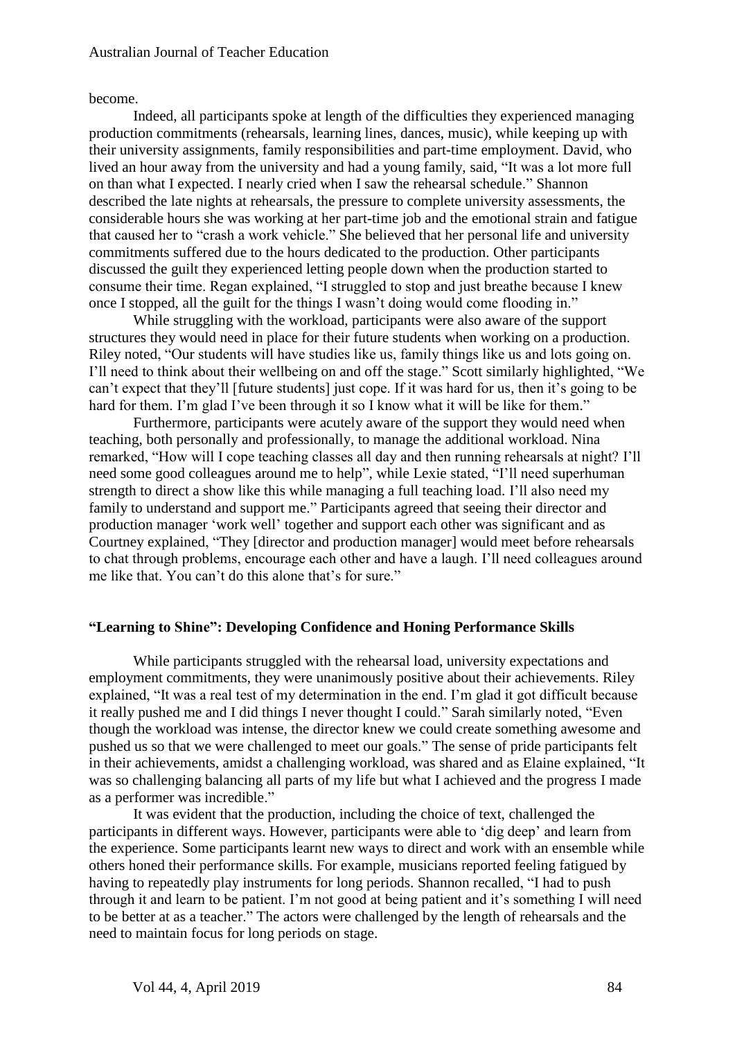become.

Indeed, all participants spoke at length of the difficulties they experienced managing production commitments (rehearsals, learning lines, dances, music), while keeping up with their university assignments, family responsibilities and part-time employment. David, who lived an hour away from the university and had a young family, said, "It was a lot more full on than what I expected. I nearly cried when I saw the rehearsal schedule." Shannon described the late nights at rehearsals, the pressure to complete university assessments, the considerable hours she was working at her part-time job and the emotional strain and fatigue that caused her to "crash a work vehicle." She believed that her personal life and university commitments suffered due to the hours dedicated to the production. Other participants discussed the guilt they experienced letting people down when the production started to consume their time. Regan explained, "I struggled to stop and just breathe because I knew once I stopped, all the guilt for the things I wasn't doing would come flooding in."

While struggling with the workload, participants were also aware of the support structures they would need in place for their future students when working on a production. Riley noted, "Our students will have studies like us, family things like us and lots going on. I'll need to think about their wellbeing on and off the stage." Scott similarly highlighted, "We can't expect that they'll [future students] just cope. If it was hard for us, then it's going to be hard for them. I'm glad I've been through it so I know what it will be like for them."

Furthermore, participants were acutely aware of the support they would need when teaching, both personally and professionally, to manage the additional workload. Nina remarked, "How will I cope teaching classes all day and then running rehearsals at night? I'll need some good colleagues around me to help", while Lexie stated, "I'll need superhuman strength to direct a show like this while managing a full teaching load. I'll also need my family to understand and support me." Participants agreed that seeing their director and production manager 'work well' together and support each other was significant and as Courtney explained, "They [director and production manager] would meet before rehearsals to chat through problems, encourage each other and have a laugh. I'll need colleagues around me like that. You can't do this alone that's for sure."

## "Learning to Shine": Developing Confidence and Honing Performance Skills

While participants struggled with the rehearsal load, university expectations and employment commitments, they were unanimously positive about their achievements. Riley explained, "It was a real test of my determination in the end. I'm glad it got difficult because it really pushed me and I did things I never thought I could." Sarah similarly noted, "Even though the workload was intense, the director knew we could create something awesome and pushed us so that we were challenged to meet our goals." The sense of pride participants felt in their achievements, amidst a challenging workload, was shared and as Elaine explained, "It was so challenging balancing all parts of my life but what I achieved and the progress I made as a performer was incredible."

It was evident that the production, including the choice of text, challenged the participants in different ways. However, participants were able to 'dig deep' and learn from the experience. Some participants learnt new ways to direct and work with an ensemble while others honed their performance skills. For example, musicians reported feeling fatigued by having to repeatedly play instruments for long periods. Shannon recalled, "I had to push through it and learn to be patient. I'm not good at being patient and it's something I will need to be better at as a teacher." The actors were challenged by the length of rehearsals and the need to maintain focus for long periods on stage.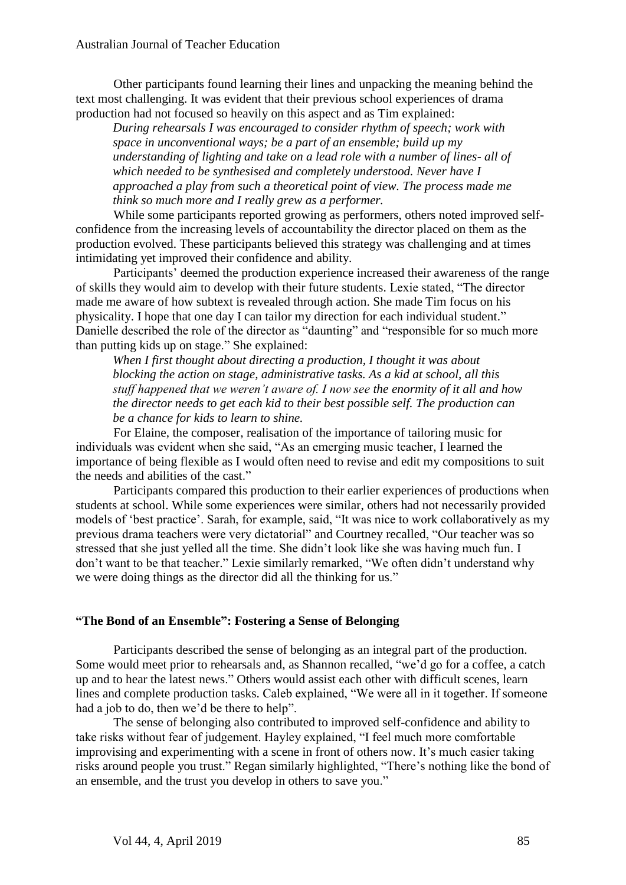Other participants found learning their lines and unpacking the meaning behind the text most challenging. It was evident that their previous school experiences of drama production had not focused so heavily on this aspect and as Tim explained:

> *During rehearsals I was encouraged to consider rhythm of speech; work with space in unconventional ways; be a part of an ensemble; build up my understanding of lighting and take on a lead role with a number of lines- all of which needed to be synthesised and completely understood. Never have I approached a play from such a theoretical point of view. The process made me think so much more and I really grew as a performer.*

While some participants reported growing as performers, others noted improved self-confidence from the increasing levels of accountability the director placed on them as the production evolved. These participants believed this strategy was challenging and at times intimidating yet improved their confidence and ability.

Participants' deemed the production experience increased their awareness of the range of skills they would aim to develop with their future students. Lexie stated, "The director made me aware of how subtext is revealed through action. She made Tim focus on his physicality. I hope that one day I can tailor my direction for each individual student." Danielle described the role of the director as "daunting" and "responsible for so much more than putting kids up on stage." She explained:

> *When I first thought about directing a production, I thought it was about blocking the action on stage, administrative tasks. As a kid at school, all this stuff happened that we weren't aware of. I now see the enormity of it all and how the director needs to get each kid to their best possible self. The production can be a chance for kids to learn to shine.*

For Elaine, the composer, realisation of the importance of tailoring music for individuals was evident when she said, "As an emerging music teacher, I learned the importance of being flexible as I would often need to revise and edit my compositions to suit the needs and abilities of the cast."

Participants compared this production to their earlier experiences of productions when students at school. While some experiences were similar, others had not necessarily provided models of 'best practice'. Sarah, for example, said, "It was nice to work collaboratively as my previous drama teachers were very dictatorial" and Courtney recalled, "Our teacher was so stressed that she just yelled all the time. She didn't look like she was having much fun. I don't want to be that teacher." Lexie similarly remarked, "We often didn't understand why we were doing things as the director did all the thinking for us."

## "The Bond of an Ensemble": Fostering a Sense of Belonging

Participants described the sense of belonging as an integral part of the production. Some would meet prior to rehearsals and, as Shannon recalled, "we'd go for a coffee, a catch up and to hear the latest news." Others would assist each other with difficult scenes, learn lines and complete production tasks. Caleb explained, "We were all in it together. If someone had a job to do, then we'd be there to help".

The sense of belonging also contributed to improved self-confidence and ability to take risks without fear of judgement. Hayley explained, "I feel much more comfortable improvising and experimenting with a scene in front of others now. It's much easier taking risks around people you trust." Regan similarly highlighted, "There's nothing like the bond of an ensemble, and the trust you develop in others to save you."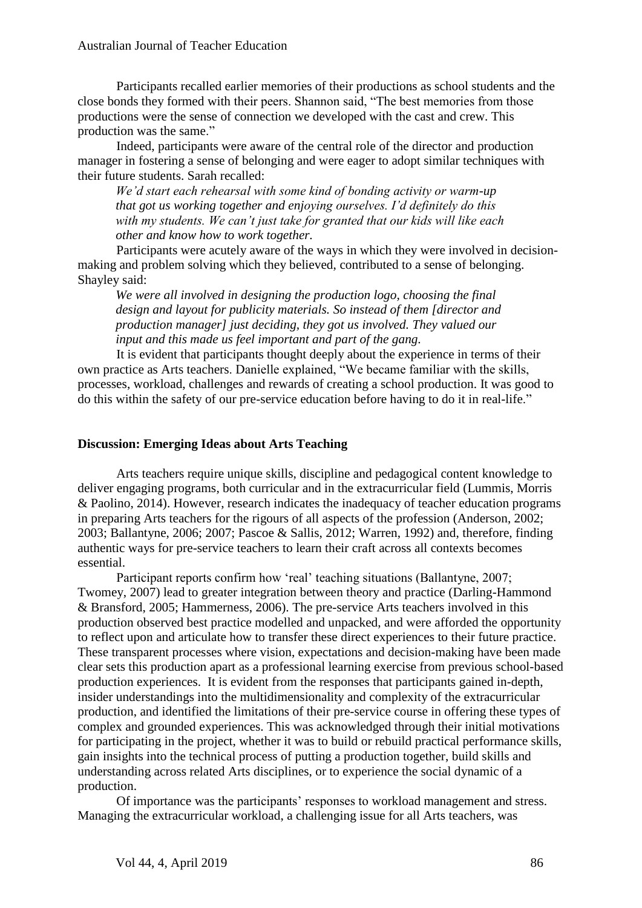Participants recalled earlier memories of their productions as school students and the close bonds they formed with their peers. Shannon said, "The best memories from those productions were the sense of connection we developed with the cast and crew. This production was the same."

Indeed, participants were aware of the central role of the director and production manager in fostering a sense of belonging and were eager to adopt similar techniques with their future students. Sarah recalled:

> *We'd start each rehearsal with some kind of bonding activity or warm-up that got us working together and enjoying ourselves. I'd definitely do this with my students. We can't just take for granted that our kids will like each other and know how to work together.*

Participants were acutely aware of the ways in which they were involved in decision-making and problem solving which they believed, contributed to a sense of belonging. Shayley said:

> *We were all involved in designing the production logo, choosing the final design and layout for publicity materials. So instead of them [director and production manager] just deciding, they got us involved. They valued our input and this made us feel important and part of the gang.*

It is evident that participants thought deeply about the experience in terms of their own practice as Arts teachers. Danielle explained, "We became familiar with the skills, processes, workload, challenges and rewards of creating a school production. It was good to do this within the safety of our pre-service education before having to do it in real-life."

## Discussion: Emerging Ideas about Arts Teaching

Arts teachers require unique skills, discipline and pedagogical content knowledge to deliver engaging programs, both curricular and in the extracurricular field (Lummis, Morris & Paolino, 2014). However, research indicates the inadequacy of teacher education programs in preparing Arts teachers for the rigours of all aspects of the profession (Anderson, 2002; 2003; Ballantyne, 2006; 2007; Pascoe & Sallis, 2012; Warren, 1992) and, therefore, finding authentic ways for pre-service teachers to learn their craft across all contexts becomes essential.

Participant reports confirm how 'real' teaching situations (Ballantyne, 2007; Twomey, 2007) lead to greater integration between theory and practice (Darling-Hammond & Bransford, 2005; Hammerness, 2006). The pre-service Arts teachers involved in this production observed best practice modelled and unpacked, and were afforded the opportunity to reflect upon and articulate how to transfer these direct experiences to their future practice. These transparent processes where vision, expectations and decision-making have been made clear sets this production apart as a professional learning exercise from previous school-based production experiences. It is evident from the responses that participants gained in-depth, insider understandings into the multidimensionality and complexity of the extracurricular production, and identified the limitations of their pre-service course in offering these types of complex and grounded experiences. This was acknowledged through their initial motivations for participating in the project, whether it was to build or rebuild practical performance skills, gain insights into the technical process of putting a production together, build skills and understanding across related Arts disciplines, or to experience the social dynamic of a production.

Of importance was the participants' responses to workload management and stress. Managing the extracurricular workload, a challenging issue for all Arts teachers, was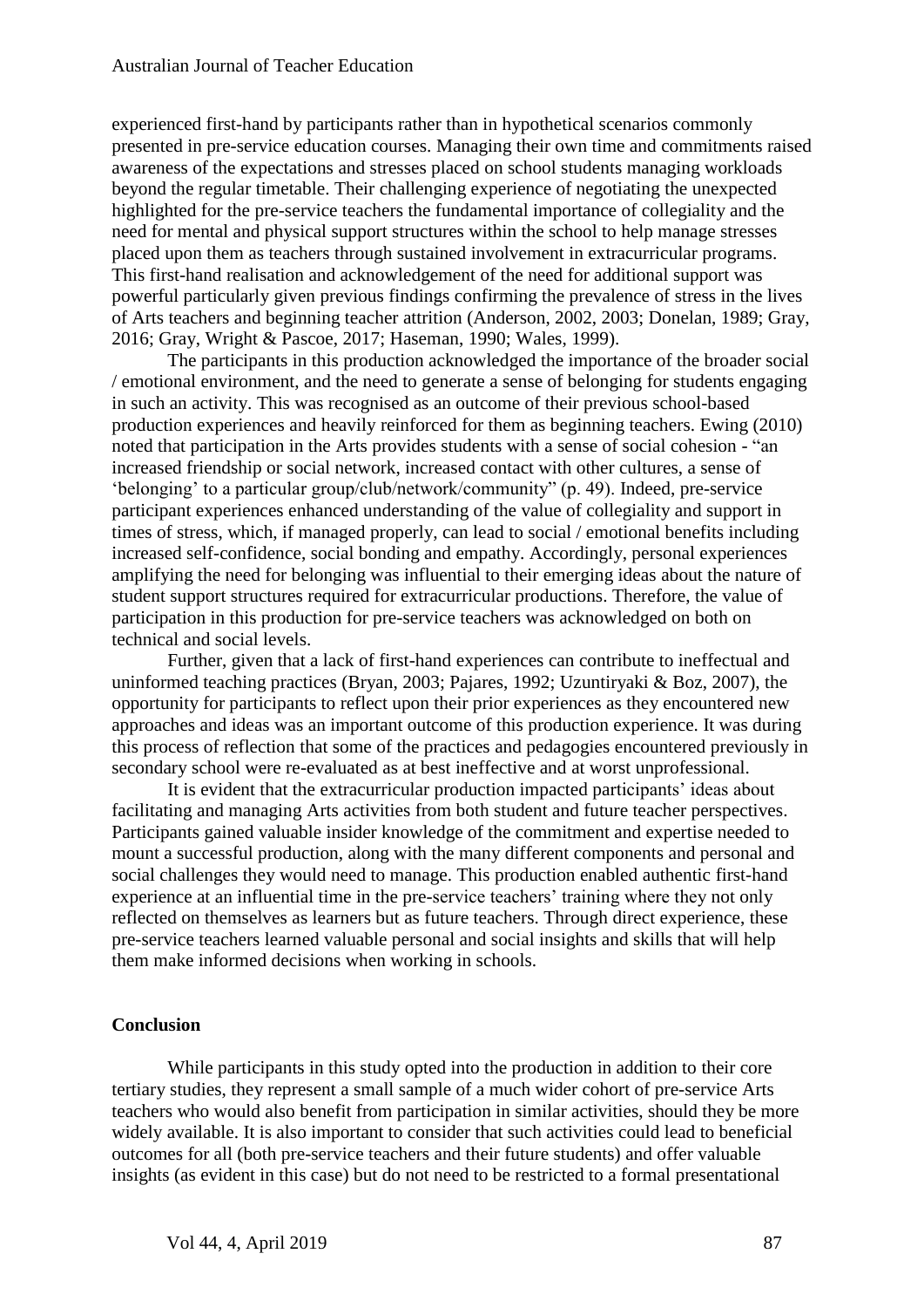experienced first-hand by participants rather than in hypothetical scenarios commonly presented in pre-service education courses. Managing their own time and commitments raised awareness of the expectations and stresses placed on school students managing workloads beyond the regular timetable. Their challenging experience of negotiating the unexpected highlighted for the pre-service teachers the fundamental importance of collegiality and the need for mental and physical support structures within the school to help manage stresses placed upon them as teachers through sustained involvement in extracurricular programs. This first-hand realisation and acknowledgement of the need for additional support was powerful particularly given previous findings confirming the prevalence of stress in the lives of Arts teachers and beginning teacher attrition (Anderson, 2002, 2003; Donelan, 1989; Gray, 2016; Gray, Wright & Pascoe, 2017; Haseman, 1990; Wales, 1999).

The participants in this production acknowledged the importance of the broader social / emotional environment, and the need to generate a sense of belonging for students engaging in such an activity. This was recognised as an outcome of their previous school-based production experiences and heavily reinforced for them as beginning teachers. Ewing (2010) noted that participation in the Arts provides students with a sense of social cohesion - "an increased friendship or social network, increased contact with other cultures, a sense of 'belonging' to a particular group/club/network/community" (p. 49). Indeed, pre-service participant experiences enhanced understanding of the value of collegiality and support in times of stress, which, if managed properly, can lead to social / emotional benefits including increased self-confidence, social bonding and empathy. Accordingly, personal experiences amplifying the need for belonging was influential to their emerging ideas about the nature of student support structures required for extracurricular productions. Therefore, the value of participation in this production for pre-service teachers was acknowledged on both on technical and social levels.

Further, given that a lack of first-hand experiences can contribute to ineffectual and uninformed teaching practices (Bryan, 2003; Pajares, 1992; Uzuntiryaki & Boz, 2007), the opportunity for participants to reflect upon their prior experiences as they encountered new approaches and ideas was an important outcome of this production experience. It was during this process of reflection that some of the practices and pedagogies encountered previously in secondary school were re-evaluated as at best ineffective and at worst unprofessional.

It is evident that the extracurricular production impacted participants' ideas about facilitating and managing Arts activities from both student and future teacher perspectives. Participants gained valuable insider knowledge of the commitment and expertise needed to mount a successful production, along with the many different components and personal and social challenges they would need to manage. This production enabled authentic first-hand experience at an influential time in the pre-service teachers' training where they not only reflected on themselves as learners but as future teachers. Through direct experience, these pre-service teachers learned valuable personal and social insights and skills that will help them make informed decisions when working in schools.

## Conclusion

While participants in this study opted into the production in addition to their core tertiary studies, they represent a small sample of a much wider cohort of pre-service Arts teachers who would also benefit from participation in similar activities, should they be more widely available. It is also important to consider that such activities could lead to beneficial outcomes for all (both pre-service teachers and their future students) and offer valuable insights (as evident in this case) but do not need to be restricted to a formal presentational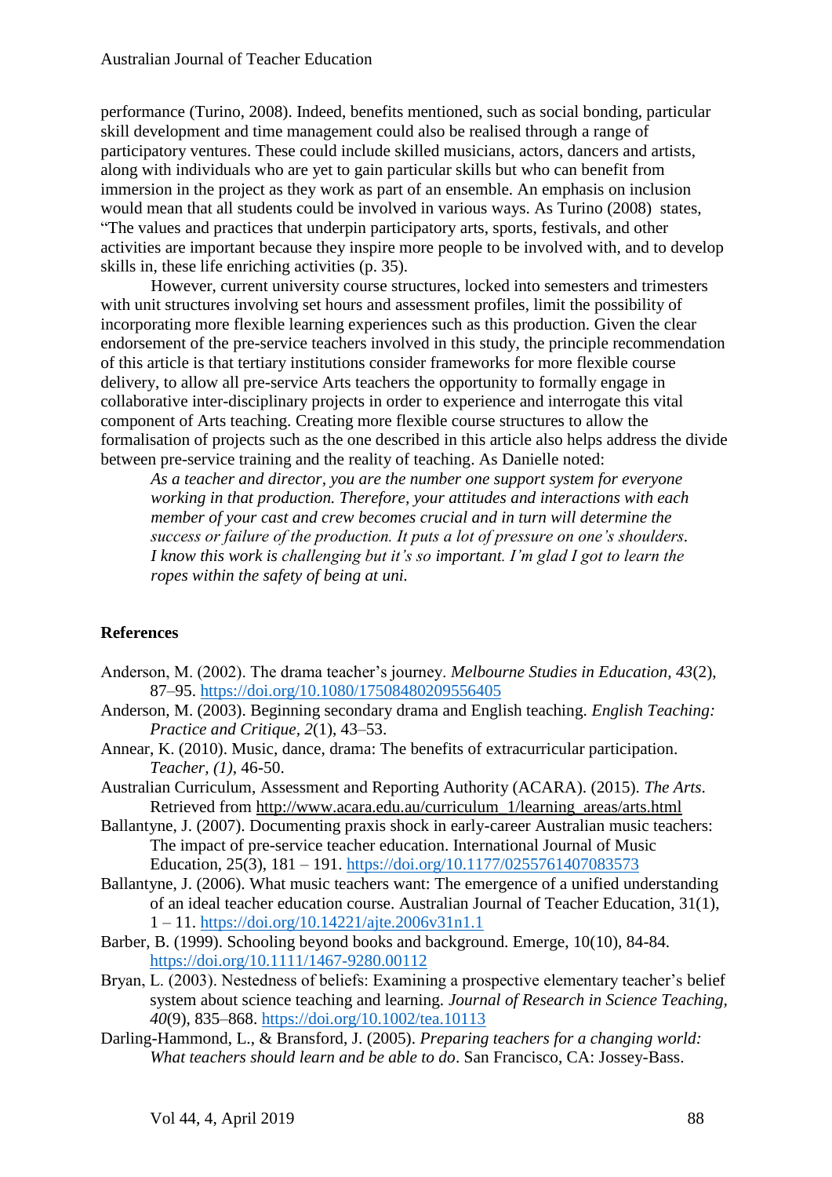performance (Turino, 2008). Indeed, benefits mentioned, such as social bonding, particular skill development and time management could also be realised through a range of participatory ventures. These could include skilled musicians, actors, dancers and artists, along with individuals who are yet to gain particular skills but who can benefit from immersion in the project as they work as part of an ensemble. An emphasis on inclusion would mean that all students could be involved in various ways. As Turino (2008) states, "The values and practices that underpin participatory arts, sports, festivals, and other activities are important because they inspire more people to be involved with, and to develop skills in, these life enriching activities (p. 35).

However, current university course structures, locked into semesters and trimesters with unit structures involving set hours and assessment profiles, limit the possibility of incorporating more flexible learning experiences such as this production. Given the clear endorsement of the pre-service teachers involved in this study, the principle recommendation of this article is that tertiary institutions consider frameworks for more flexible course delivery, to allow all pre-service Arts teachers the opportunity to formally engage in collaborative inter-disciplinary projects in order to experience and interrogate this vital component of Arts teaching. Creating more flexible course structures to allow the formalisation of projects such as the one described in this article also helps address the divide between pre-service training and the reality of teaching. As Danielle noted:

> *As a teacher and director, you are the number one support system for everyone working in that production. Therefore, your attitudes and interactions with each member of your cast and crew becomes crucial and in turn will determine the success or failure of the production. It puts a lot of pressure on one's shoulders. I know this work is challenging but it's so important. I'm glad I got to learn the ropes within the safety of being at uni.*

## References

Anderson, M. (2002). The drama teacher's journey. *Melbourne Studies in Education, 43*(2), 87–95. https://doi.org/10.1080/17508480209556405

Anderson, M. (2003). Beginning secondary drama and English teaching. *English Teaching: Practice and Critique, 2*(1), 43–53.

Annear, K. (2010). Music, dance, drama: The benefits of extracurricular participation. *Teacher, (1)*, 46-50.

Australian Curriculum, Assessment and Reporting Authority (ACARA). (2015). *The Arts*. Retrieved from http://www.acara.edu.au/curriculum_1/learning_areas/arts.html

Ballantyne, J. (2007). Documenting praxis shock in early-career Australian music teachers: The impact of pre-service teacher education. International Journal of Music Education, 25(3), 181 – 191. https://doi.org/10.1177/0255761407083573

Ballantyne, J. (2006). What music teachers want: The emergence of a unified understanding of an ideal teacher education course. Australian Journal of Teacher Education, 31(1), 1 – 11. https://doi.org/10.14221/ajte.2006v31n1.1

Barber, B. (1999). Schooling beyond books and background. Emerge, 10(10), 84-84. https://doi.org/10.1111/1467-9280.00112

Bryan, L. (2003). Nestedness of beliefs: Examining a prospective elementary teacher's belief system about science teaching and learning. *Journal of Research in Science Teaching, 40*(9), 835–868. https://doi.org/10.1002/tea.10113

Darling-Hammond, L., & Bransford, J. (2005). *Preparing teachers for a changing world: What teachers should learn and be able to do*. San Francisco, CA: Jossey-Bass.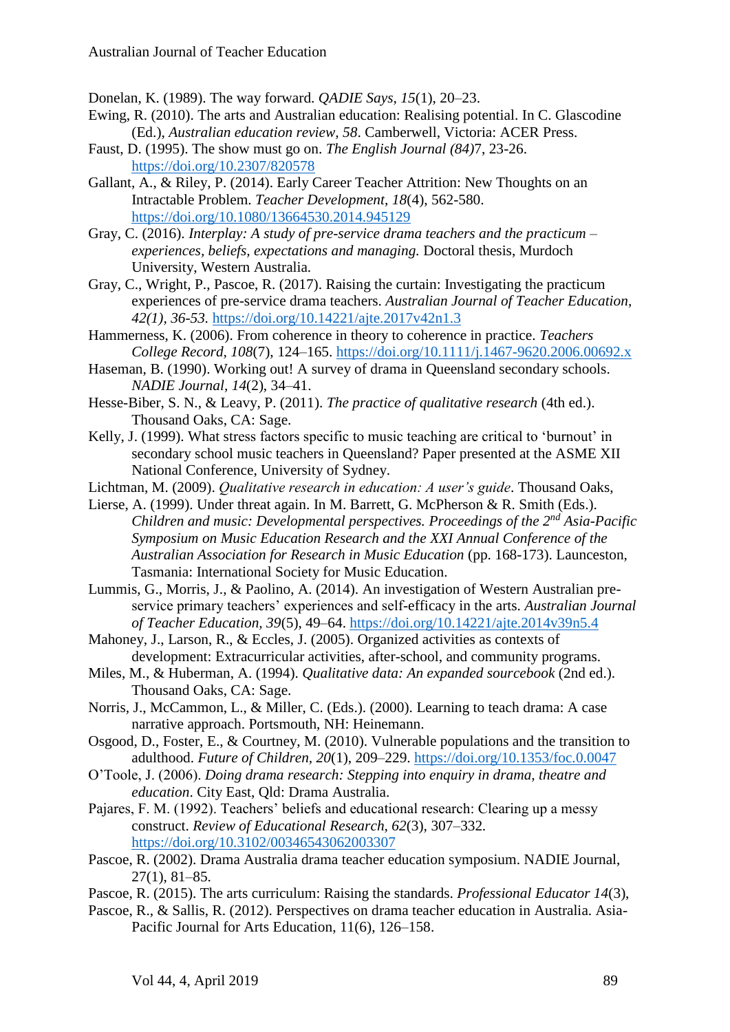Donelan, K. (1989). The way forward. *QADIE Says*, *15*(1), 20–23.

Ewing, R. (2010). The arts and Australian education: Realising potential. In C. Glascodine (Ed.), *Australian education review*, *58*. Camberwell, Victoria: ACER Press.

Faust, D. (1995). The show must go on. *The English Journal (84)*7, 23-26. https://doi.org/10.2307/820578

Gallant, A., & Riley, P. (2014). Early Career Teacher Attrition: New Thoughts on an Intractable Problem. *Teacher Development*, *18*(4), 562-580. https://doi.org/10.1080/13664530.2014.945129

Gray, C. (2016). *Interplay: A study of pre-service drama teachers and the practicum – experiences, beliefs, expectations and managing.* Doctoral thesis, Murdoch University, Western Australia.

Gray, C., Wright, P., Pascoe, R. (2017). Raising the curtain: Investigating the practicum experiences of pre-service drama teachers. *Australian Journal of Teacher Education, 42(1), 36-53.* https://doi.org/10.14221/ajte.2017v42n1.3

Hammerness, K. (2006). From coherence in theory to coherence in practice. *Teachers College Record*, *108*(7), 124–165. https://doi.org/10.1111/j.1467-9620.2006.00692.x

Haseman, B. (1990). Working out! A survey of drama in Queensland secondary schools. *NADIE Journal*, *14*(2), 34–41.

Hesse-Biber, S. N., & Leavy, P. (2011). *The practice of qualitative research* (4th ed.). Thousand Oaks, CA: Sage.

Kelly, J. (1999). What stress factors specific to music teaching are critical to 'burnout' in secondary school music teachers in Queensland? Paper presented at the ASME XII National Conference, University of Sydney.

Lichtman, M. (2009). *Qualitative research in education: A user's guide*. Thousand Oaks,

Lierse, A. (1999). Under threat again. In M. Barrett, G. McPherson & R. Smith (Eds.). *Children and music: Developmental perspectives. Proceedings of the 2nd Asia-Pacific Symposium on Music Education Research and the XXI Annual Conference of the Australian Association for Research in Music Education* (pp. 168-173). Launceston, Tasmania: International Society for Music Education.

Lummis, G., Morris, J., & Paolino, A. (2014). An investigation of Western Australian pre-service primary teachers' experiences and self-efficacy in the arts. *Australian Journal of Teacher Education*, *39*(5), 49–64. https://doi.org/10.14221/ajte.2014v39n5.4

Mahoney, J., Larson, R., & Eccles, J. (2005). Organized activities as contexts of development: Extracurricular activities, after-school, and community programs.

Miles, M., & Huberman, A. (1994). *Qualitative data: An expanded sourcebook* (2nd ed.). Thousand Oaks, CA: Sage.

Norris, J., McCammon, L., & Miller, C. (Eds.). (2000). Learning to teach drama: A case narrative approach. Portsmouth, NH: Heinemann.

Osgood, D., Foster, E., & Courtney, M. (2010). Vulnerable populations and the transition to adulthood. *Future of Children*, *20*(1), 209–229. https://doi.org/10.1353/foc.0.0047

O'Toole, J. (2006). *Doing drama research: Stepping into enquiry in drama, theatre and education*. City East, Qld: Drama Australia.

Pajares, F. M. (1992). Teachers' beliefs and educational research: Clearing up a messy construct. *Review of Educational Research*, *62*(3), 307–332. https://doi.org/10.3102/00346543062003307

Pascoe, R. (2002). Drama Australia drama teacher education symposium. NADIE Journal, 27(1), 81–85.

Pascoe, R. (2015). The arts curriculum: Raising the standards. *Professional Educator 14*(3),

Pascoe, R., & Sallis, R. (2012). Perspectives on drama teacher education in Australia. Asia-Pacific Journal for Arts Education, 11(6), 126–158.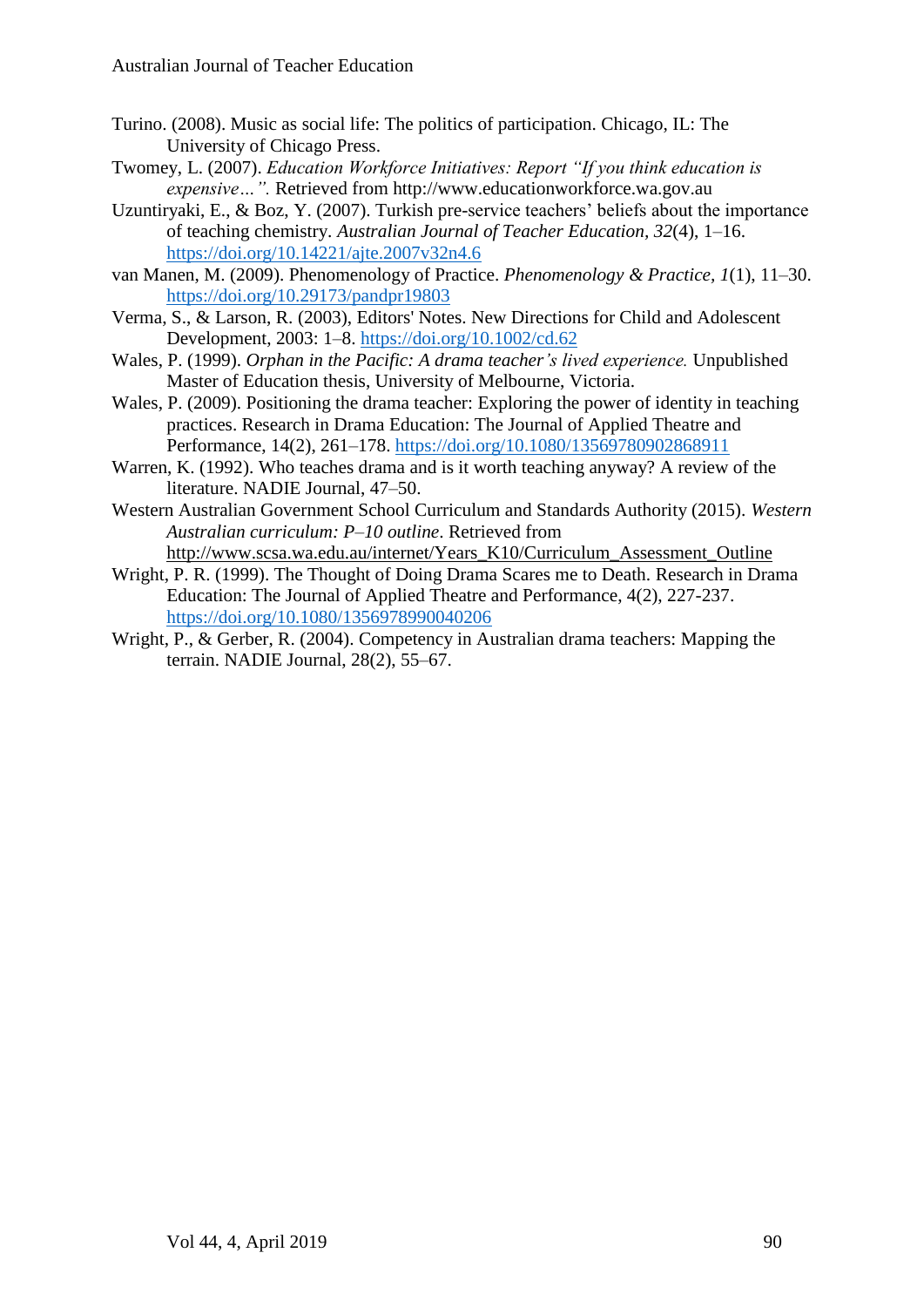Turino. (2008). Music as social life: The politics of participation. Chicago, IL: The University of Chicago Press.

Twomey, L. (2007). *Education Workforce Initiatives: Report "If you think education is expensive…".* Retrieved from http://www.educationworkforce.wa.gov.au

Uzuntiryaki, E., & Boz, Y. (2007). Turkish pre-service teachers' beliefs about the importance of teaching chemistry. *Australian Journal of Teacher Education, 32*(4), 1–16. https://doi.org/10.14221/ajte.2007v32n4.6

van Manen, M. (2009). Phenomenology of Practice. *Phenomenology & Practice, 1*(1), 11–30. https://doi.org/10.29173/pandpr19803

Verma, S., & Larson, R. (2003), Editors' Notes. New Directions for Child and Adolescent Development, 2003: 1–8. https://doi.org/10.1002/cd.62

Wales, P. (1999). *Orphan in the Pacific: A drama teacher's lived experience.* Unpublished Master of Education thesis, University of Melbourne, Victoria.

Wales, P. (2009). Positioning the drama teacher: Exploring the power of identity in teaching practices. Research in Drama Education: The Journal of Applied Theatre and Performance, 14(2), 261–178. https://doi.org/10.1080/13569780902868911

Warren, K. (1992). Who teaches drama and is it worth teaching anyway? A review of the literature. NADIE Journal, 47–50.

Western Australian Government School Curriculum and Standards Authority (2015). *Western Australian curriculum: P–10 outline*. Retrieved from http://www.scsa.wa.edu.au/internet/Years_K10/Curriculum_Assessment_Outline

Wright, P. R. (1999). The Thought of Doing Drama Scares me to Death. Research in Drama Education: The Journal of Applied Theatre and Performance, 4(2), 227-237. https://doi.org/10.1080/1356978990040206

Wright, P., & Gerber, R. (2004). Competency in Australian drama teachers: Mapping the terrain. NADIE Journal, 28(2), 55–67.